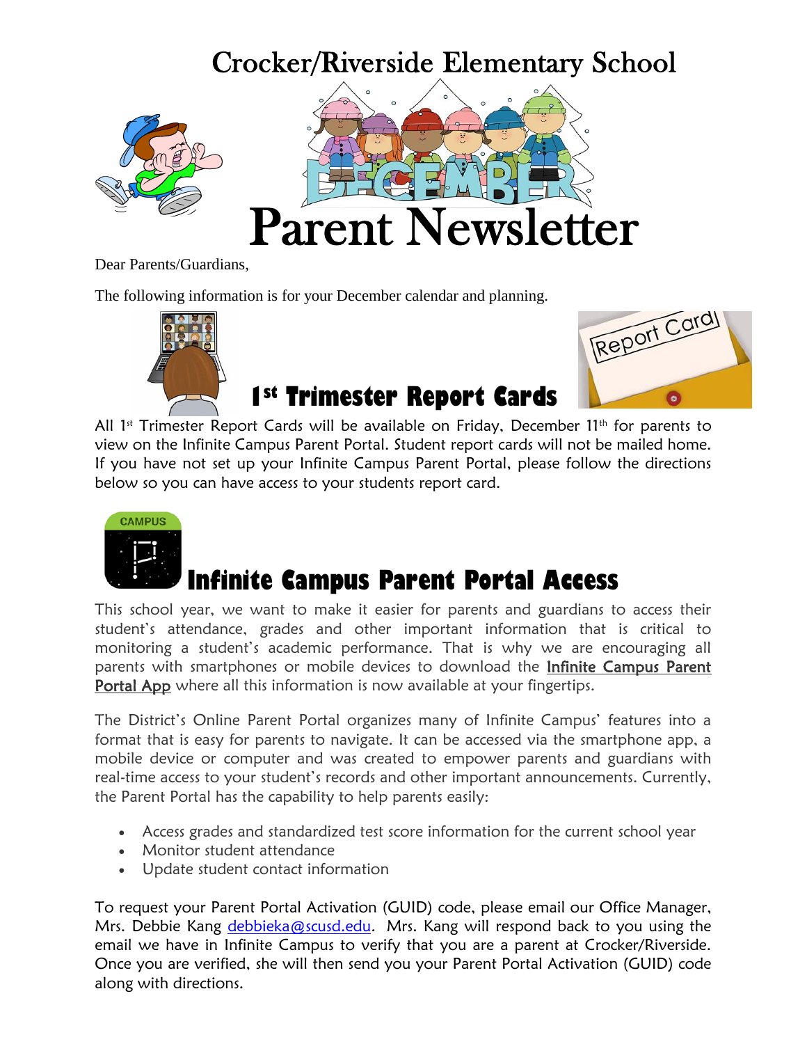# Crocker/Riverside Elementary School

# Parent Newsletter

Dear Parents/Guardians,

The following information is for your December calendar and planning.

## 1st Trimester Report Cards

All 1st Trimester Report Cards will be available on Friday, December 11th for parents to view on the Infinite Campus Parent Portal. Student report cards will not be mailed home. If you have not set up your Infinite Campus Parent Portal, please follow the directions below so you can have access to your students report card.

## Infinite Campus Parent Portal Access

This school year, we want to make it easier for parents and guardians to access their student's attendance, grades and other important information that is critical to monitoring a student's academic performance. That is why we are encouraging all parents with smartphones or mobile devices to download the Infinite Campus Parent Portal App where all this information is now available at your fingertips.

The District's Online Parent Portal organizes many of Infinite Campus' features into a format that is easy for parents to navigate. It can be accessed via the smartphone app, a mobile device or computer and was created to empower parents and guardians with real-time access to your student's records and other important announcements. Currently, the Parent Portal has the capability to help parents easily:

- Access grades and standardized test score information for the current school year
- Monitor student attendance
- Update student contact information

To request your Parent Portal Activation (GUID) code, please email our Office Manager, Mrs. Debbie Kang debbieka@scusd.edu. Mrs. Kang will respond back to you using the email we have in Infinite Campus to verify that you are a parent at Crocker/Riverside. Once you are verified, she will then send you your Parent Portal Activation (GUID) code along with directions.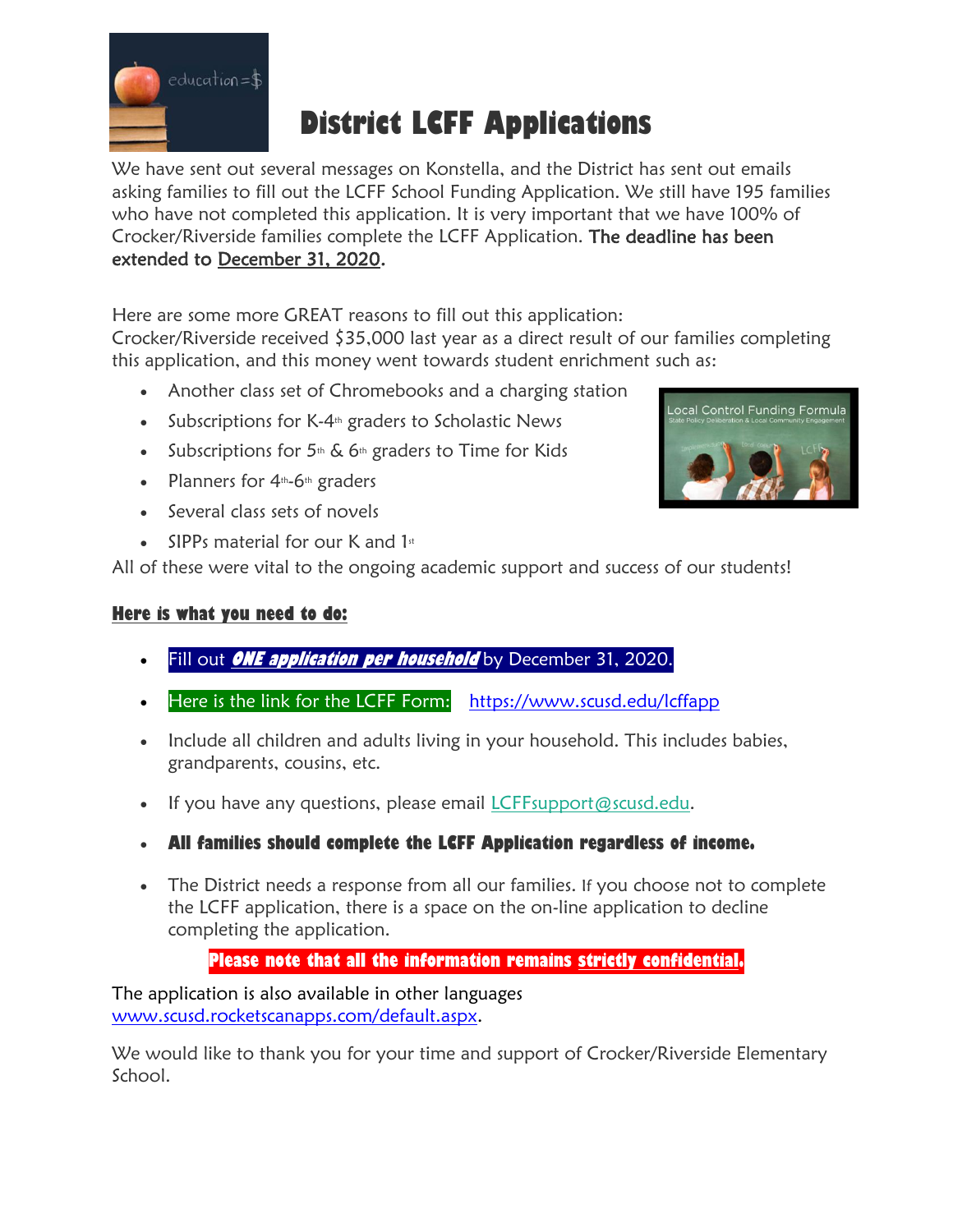# District LCFF Applications

We have sent out several messages on Konstella, and the District has sent out emails asking families to fill out the LCFF School Funding Application. We still have 195 families who have not completed this application. It is very important that we have 100% of Crocker/Riverside families complete the LCFF Application. **The deadline has been extended to December 31, 2020.**

Here are some more GREAT reasons to fill out this application:
Crocker/Riverside received $35,000 last year as a direct result of our families completing this application, and this money went towards student enrichment such as:

- Another class set of Chromebooks and a charging station
- Subscriptions for K-4th graders to Scholastic News
- Subscriptions for 5th & 6th graders to Time for Kids
- Planners for 4th-6th graders
- Several class sets of novels
- SIPPs material for our K and 1st

All of these were vital to the ongoing academic support and success of our students!

**Here is what you need to do:**

- Fill out ***ONE application per household*** by December 31, 2020.
- Here is the link for the LCFF Form: https://www.scusd.edu/lcffapp
- Include all children and adults living in your household. This includes babies, grandparents, cousins, etc.
- If you have any questions, please email LCFFsupport@scusd.edu.
- **All families should complete the LCFF Application regardless of income.**
- The District needs a response from all our families. If you choose not to complete the LCFF application, there is a space on the on-line application to decline completing the application.

**Please note that all the information remains strictly confidential.**

The application is also available in other languages www.scusd.rocketscanapps.com/default.aspx.

We would like to thank you for your time and support of Crocker/Riverside Elementary School.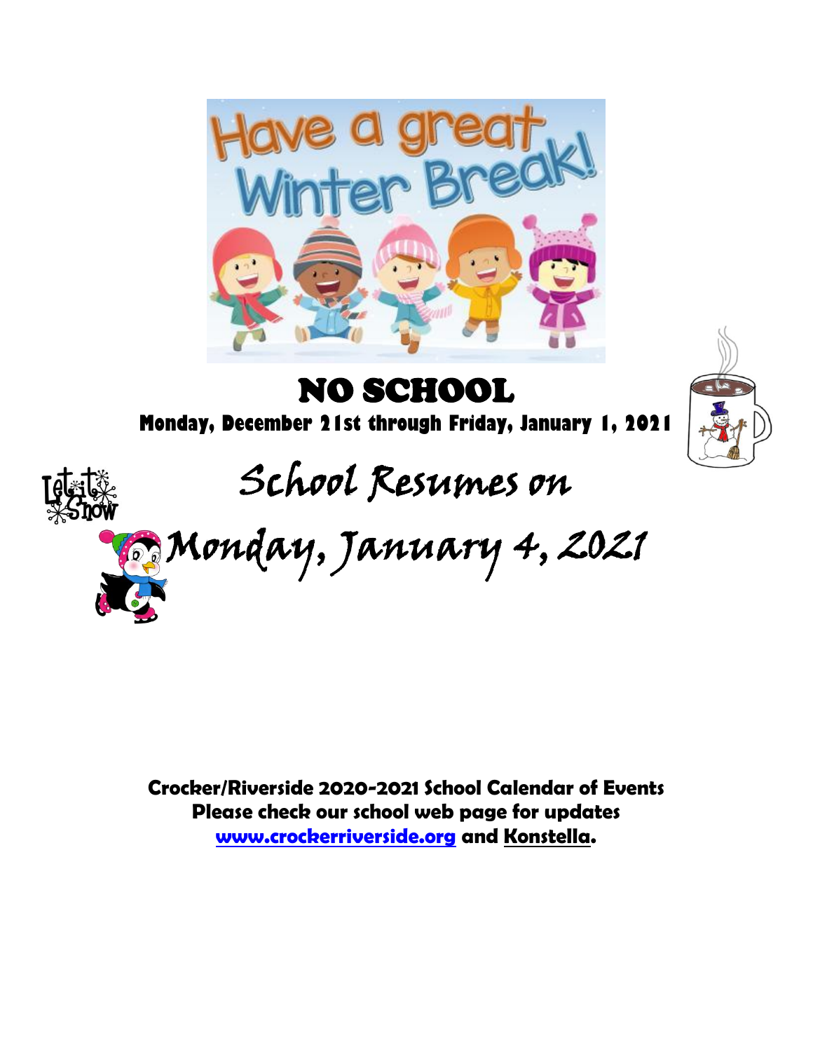# NO SCHOOL

**Monday, December 21st through Friday, January 1, 2021**

## School Resumes on

## Monday, January 4, 2021

**Crocker/Riverside 2020-2021 School Calendar of Events**
**Please check our school web page for updates**
**[www.crockerriverside.org](http://www.crockerriverside.org) and Konstella.**